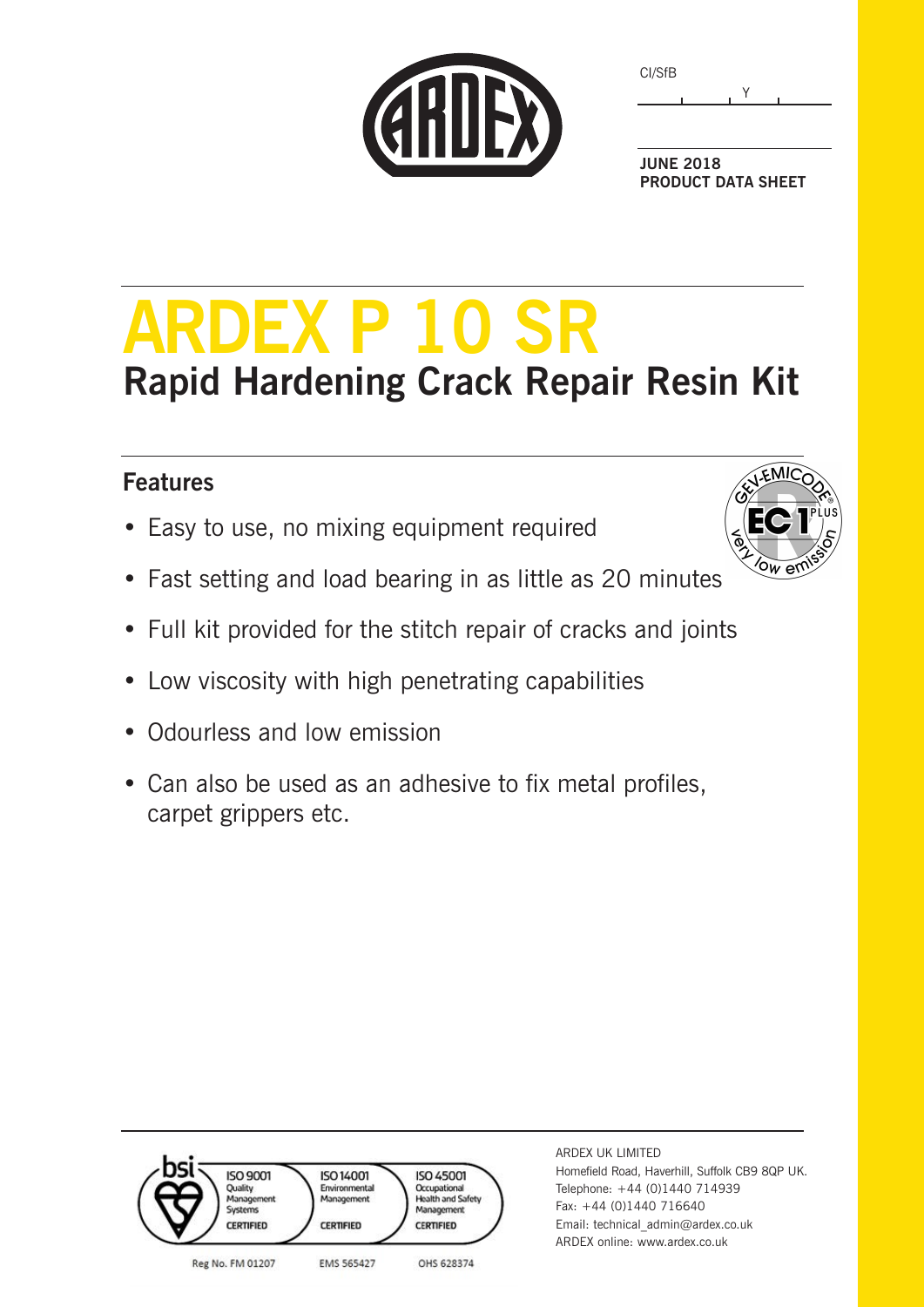CI/SfB

Y

**JUNE 2018**
**PRODUCT DATA SHEET**

# ARDEX P 10 SR

## Rapid Hardening Crack Repair Resin Kit

### Features

- Easy to use, no mixing equipment required
- Fast setting and load bearing in as little as 20 minutes
- Full kit provided for the stitch repair of cracks and joints
- Low viscosity with high penetrating capabilities
- Odourless and low emission
- Can also be used as an adhesive to fix metal profiles, carpet grippers etc.

GEV-EMICODE EC1 PLUS Very low emission

bsi ISO 9001 Quality Management Systems CERTIFIED | ISO 14001 Environmental Management CERTIFIED | ISO 45001 Occupational Health and Safety Management CERTIFIED

Reg No. FM 01207 | EMS 565427 | OHS 628374

ARDEX UK LIMITED
Homefield Road, Haverhill, Suffolk CB9 8QP UK.
Telephone: +44 (0)1440 714939
Fax: +44 (0)1440 716640
Email: technical_admin@ardex.co.uk
ARDEX online: www.ardex.co.uk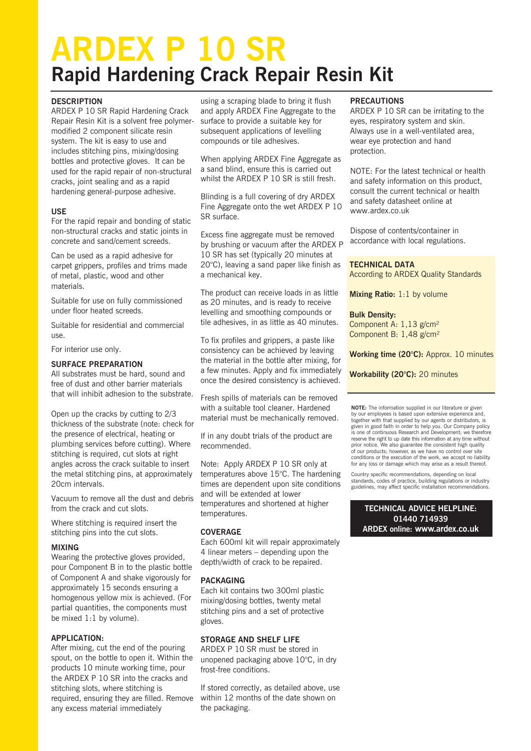# ARDEX P 10 SR

## Rapid Hardening Crack Repair Resin Kit

### DESCRIPTION

ARDEX P 10 SR Rapid Hardening Crack Repair Resin Kit is a solvent free polymer-modified 2 component silicate resin system. The kit is easy to use and includes stitching pins, mixing/dosing bottles and protective gloves. It can be used for the rapid repair of non-structural cracks, joint sealing and as a rapid hardening general-purpose adhesive.

### USE

For the rapid repair and bonding of static non-structural cracks and static joints in concrete and sand/cement screeds.

Can be used as a rapid adhesive for carpet grippers, profiles and trims made of metal, plastic, wood and other materials.

Suitable for use on fully commissioned under floor heated screeds.

Suitable for residential and commercial use.

For interior use only.

### SURFACE PREPARATION

All substrates must be hard, sound and free of dust and other barrier materials that will inhibit adhesion to the substrate.

Open up the cracks by cutting to 2/3 thickness of the substrate (note: check for the presence of electrical, heating or plumbing services before cutting). Where stitching is required, cut slots at right angles across the crack suitable to insert the metal stitching pins, at approximately 20cm intervals.

Vacuum to remove all the dust and debris from the crack and cut slots.

Where stitching is required insert the stitching pins into the cut slots.

### MIXING

Wearing the protective gloves provided, pour Component B in to the plastic bottle of Component A and shake vigorously for approximately 15 seconds ensuring a homogenous yellow mix is achieved. (For partial quantities, the components must be mixed 1:1 by volume).

### APPLICATION:

After mixing, cut the end of the pouring spout, on the bottle to open it. Within the products 10 minute working time, pour the ARDEX P 10 SR into the cracks and stitching slots, where stitching is required, ensuring they are filled. Remove any excess material immediately using a scraping blade to bring it flush and apply ARDEX Fine Aggregate to the surface to provide a suitable key for subsequent applications of levelling compounds or tile adhesives.

When applying ARDEX Fine Aggregate as a sand blind, ensure this is carried out whilst the ARDEX P 10 SR is still fresh.

Blinding is a full covering of dry ARDEX Fine Aggregate onto the wet ARDEX P 10 SR surface.

Excess fine aggregate must be removed by brushing or vacuum after the ARDEX P 10 SR has set (typically 20 minutes at 20°C), leaving a sand paper like finish as a mechanical key.

The product can receive loads in as little as 20 minutes, and is ready to receive levelling and smoothing compounds or tile adhesives, in as little as 40 minutes.

To fix profiles and grippers, a paste like consistency can be achieved by leaving the material in the bottle after mixing, for a few minutes. Apply and fix immediately once the desired consistency is achieved.

Fresh spills of materials can be removed with a suitable tool cleaner. Hardened material must be mechanically removed.

If in any doubt trials of the product are recommended.

Note: Apply ARDEX P 10 SR only at temperatures above 15°C. The hardening times are dependent upon site conditions and will be extended at lower temperatures and shortened at higher temperatures.

### COVERAGE

Each 600ml kit will repair approximately 4 linear meters – depending upon the depth/width of crack to be repaired.

### PACKAGING

Each kit contains two 300ml plastic mixing/dosing bottles, twenty metal stitching pins and a set of protective gloves.

### STORAGE AND SHELF LIFE

ARDEX P 10 SR must be stored in unopened packaging above 10°C, in dry frost-free conditions.

If stored correctly, as detailed above, use within 12 months of the date shown on the packaging.

### PRECAUTIONS

ARDEX P 10 SR can be irritating to the eyes, respiratory system and skin. Always use in a well-ventilated area, wear eye protection and hand protection.

NOTE: For the latest technical or health and safety information on this product, consult the current technical or health and safety datasheet online at www.ardex.co.uk

Dispose of contents/container in accordance with local regulations.

### TECHNICAL DATA

According to ARDEX Quality Standards

**Mixing Ratio:** 1:1 by volume

**Bulk Density:**
Component A: 1,13 g/cm²
Component B: 1,48 g/cm²

**Working time (20°C):** Approx. 10 minutes

**Workability (20°C):** 20 minutes

**NOTE:** The information supplied in our literature or given by our employees is based upon extensive experience and, together with that supplied by our agents or distributors, is given in good faith in order to help you. Our Company policy is one of continuous Research and Development; we therefore reserve the right to up date this information at any time without prior notice. We also guarantee the consistent high quality of our products; however, as we have no control over site conditions or the execution of the work, we accept no liability for any loss or damage which may arise as a result thereof.

Country specific recommendations, depending on local standards, codes of practice, building regulations or industry guidelines, may affect specific installation recommendations.

**TECHNICAL ADVICE HELPLINE:**
**01440 714939**
**ARDEX online: www.ardex.co.uk**